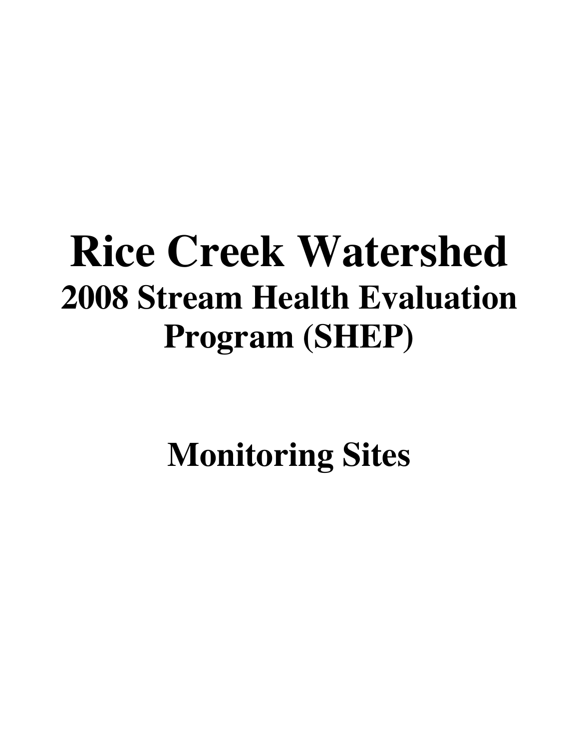# Rice Creek Watershed

## 2008 Stream Health Evaluation Program (SHEP)

## Monitoring Sites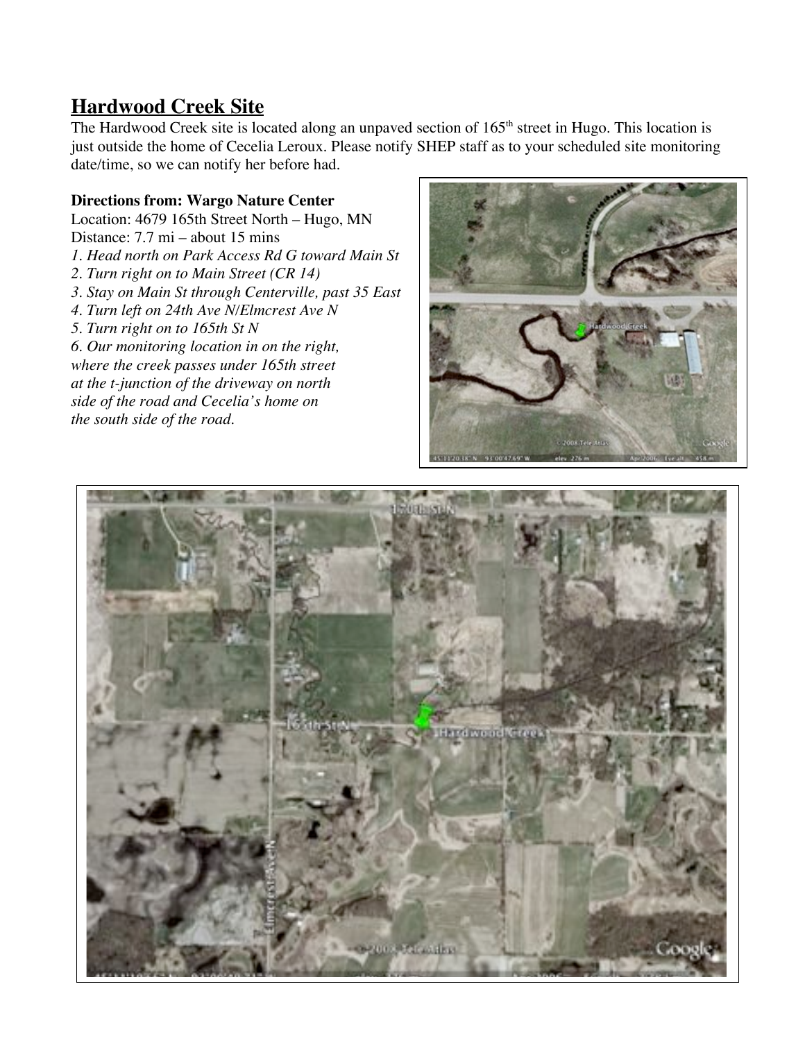## Hardwood Creek Site

The Hardwood Creek site is located along an unpaved section of 165th street in Hugo. This location is just outside the home of Cecelia Leroux. Please notify SHEP staff as to your scheduled site monitoring date/time, so we can notify her before had.

**Directions from: Wargo Nature Center**

Location: 4679 165th Street North – Hugo, MN

Distance: 7.7 mi – about 15 mins

*1. Head north on Park Access Rd G toward Main St*

*2. Turn right on to Main Street (CR 14)*

*3. Stay on Main St through Centerville, past 35 East*

*4. Turn left on 24th Ave N/Elmcrest Ave N*

*5. Turn right on to 165th St N*

*6. Our monitoring location in on the right, where the creek passes under 165th street at the t-junction of the driveway on north side of the road and Cecelia's home on the south side of the road.*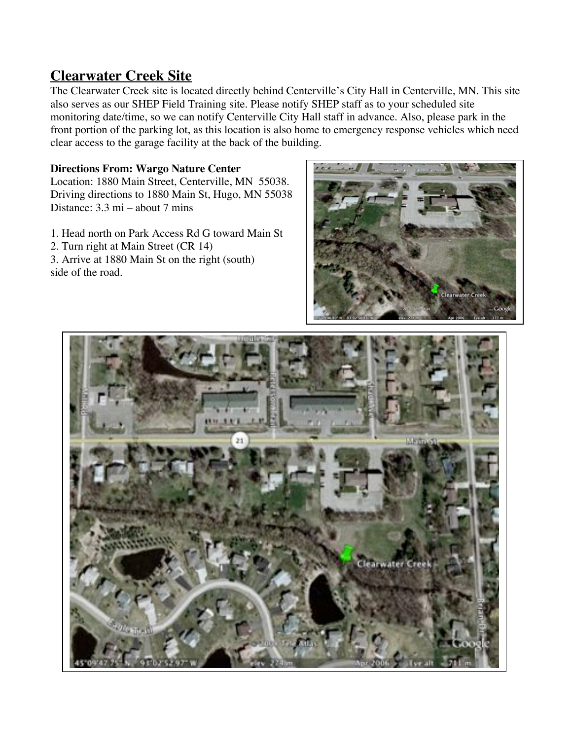## Clearwater Creek Site

The Clearwater Creek site is located directly behind Centerville's City Hall in Centerville, MN. This site also serves as our SHEP Field Training site. Please notify SHEP staff as to your scheduled site monitoring date/time, so we can notify Centerville City Hall staff in advance. Also, please park in the front portion of the parking lot, as this location is also home to emergency response vehicles which need clear access to the garage facility at the back of the building.

**Directions From: Wargo Nature Center**

Location: 1880 Main Street, Centerville, MN 55038.
Driving directions to 1880 Main St, Hugo, MN 55038
Distance: 3.3 mi – about 7 mins

1. Head north on Park Access Rd G toward Main St
2. Turn right at Main Street (CR 14)
3. Arrive at 1880 Main St on the right (south) side of the road.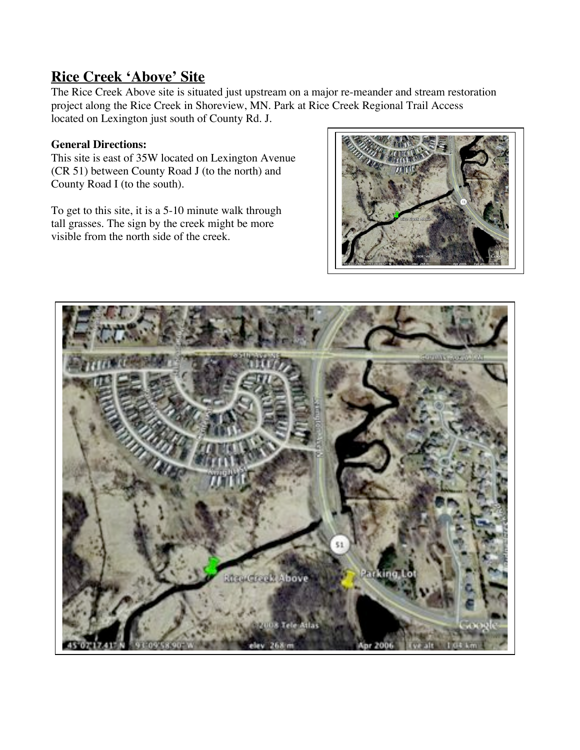## Rice Creek 'Above' Site

The Rice Creek Above site is situated just upstream on a major re-meander and stream restoration project along the Rice Creek in Shoreview, MN. Park at Rice Creek Regional Trail Access located on Lexington just south of County Rd. J.

**General Directions:**

This site is east of 35W located on Lexington Avenue (CR 51) between County Road J (to the north) and County Road I (to the south).

To get to this site, it is a 5-10 minute walk through tall grasses. The sign by the creek might be more visible from the north side of the creek.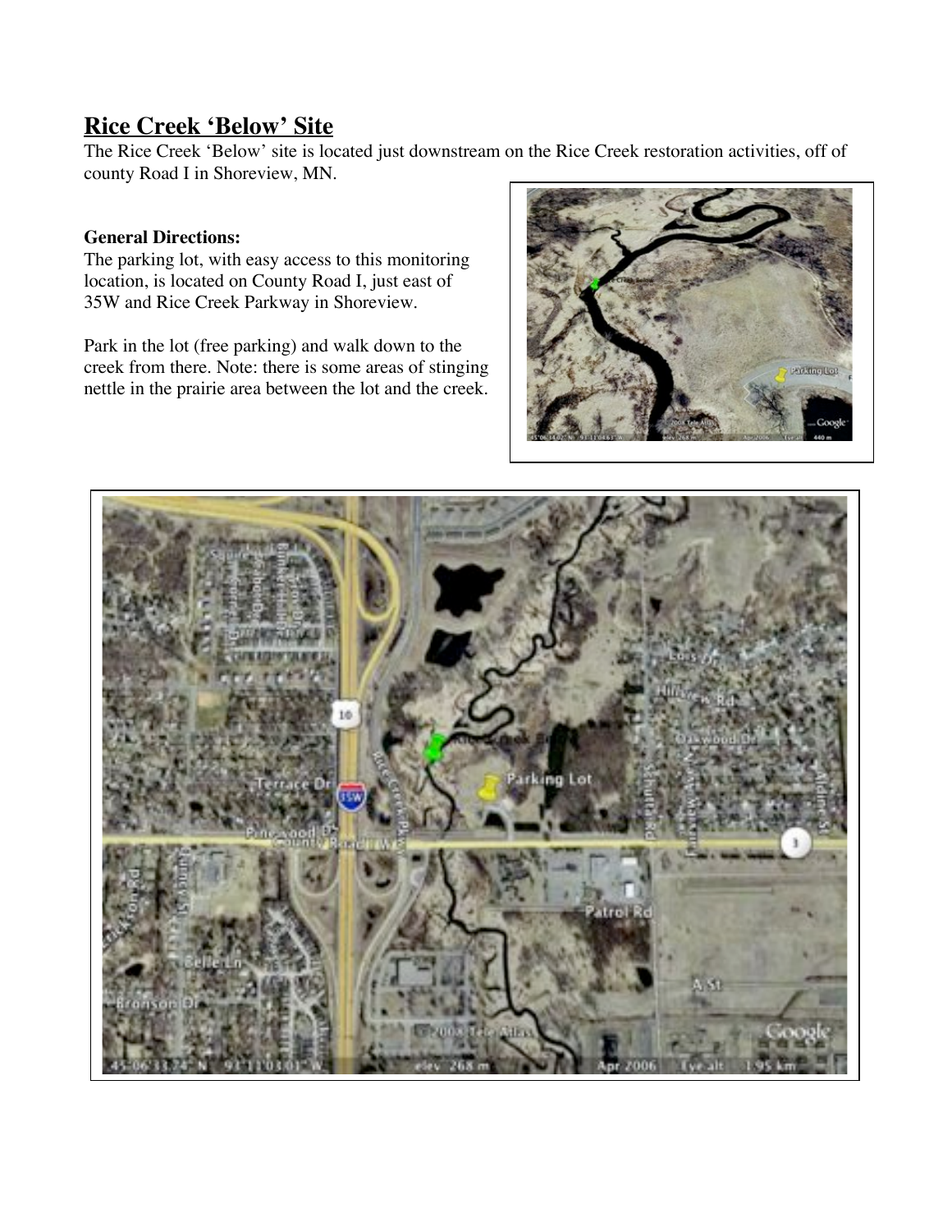## Rice Creek 'Below' Site

The Rice Creek 'Below' site is located just downstream on the Rice Creek restoration activities, off of county Road I in Shoreview, MN.

**General Directions:**

The parking lot, with easy access to this monitoring location, is located on County Road I, just east of 35W and Rice Creek Parkway in Shoreview.

Park in the lot (free parking) and walk down to the creek from there. Note: there is some areas of stinging nettle in the prairie area between the lot and the creek.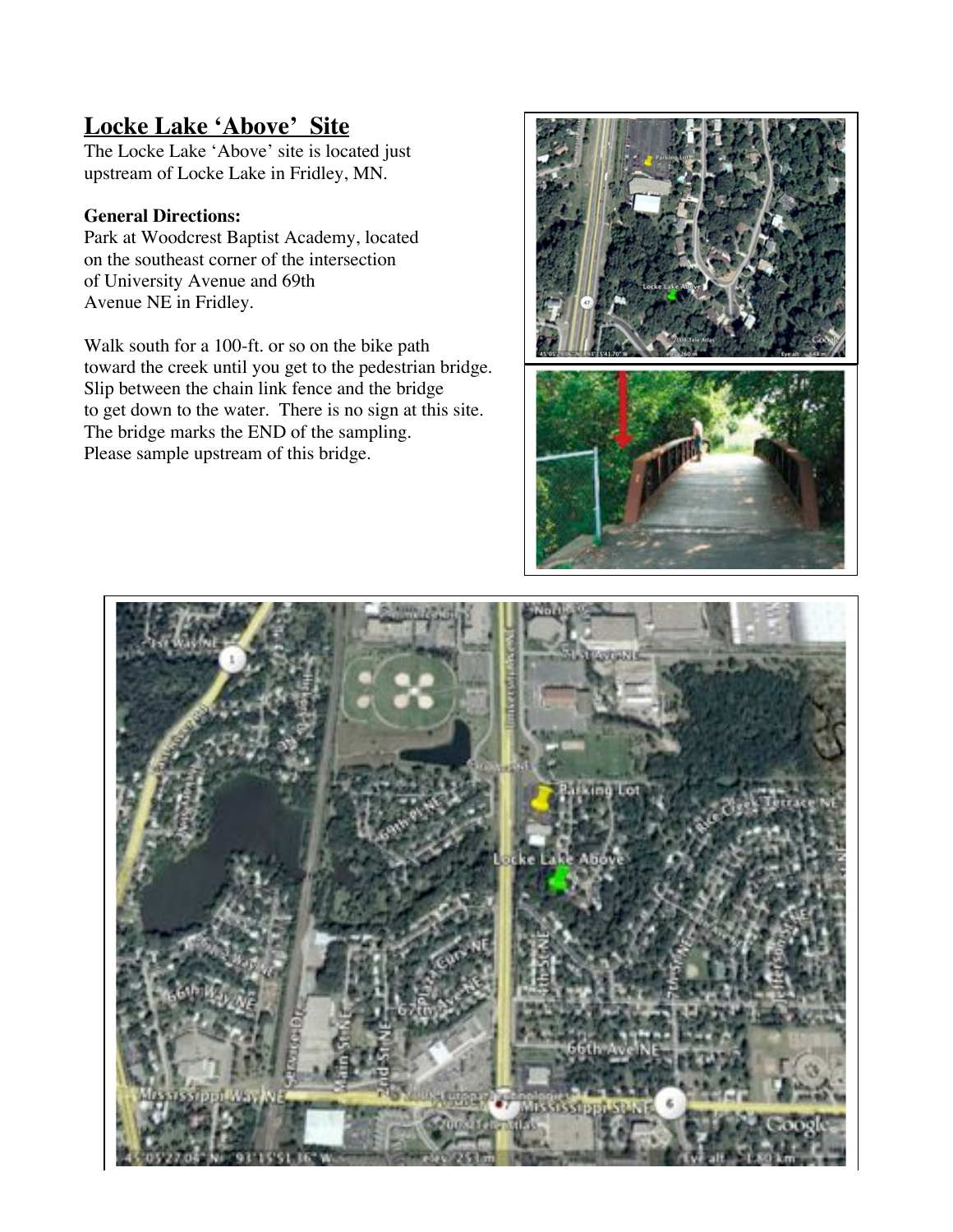## Locke Lake 'Above' Site

The Locke Lake 'Above' site is located just upstream of Locke Lake in Fridley, MN.

**General Directions:**

Park at Woodcrest Baptist Academy, located on the southeast corner of the intersection of University Avenue and 69th Avenue NE in Fridley.

Walk south for a 100-ft. or so on the bike path toward the creek until you get to the pedestrian bridge. Slip between the chain link fence and the bridge to get down to the water. There is no sign at this site. The bridge marks the END of the sampling. Please sample upstream of this bridge.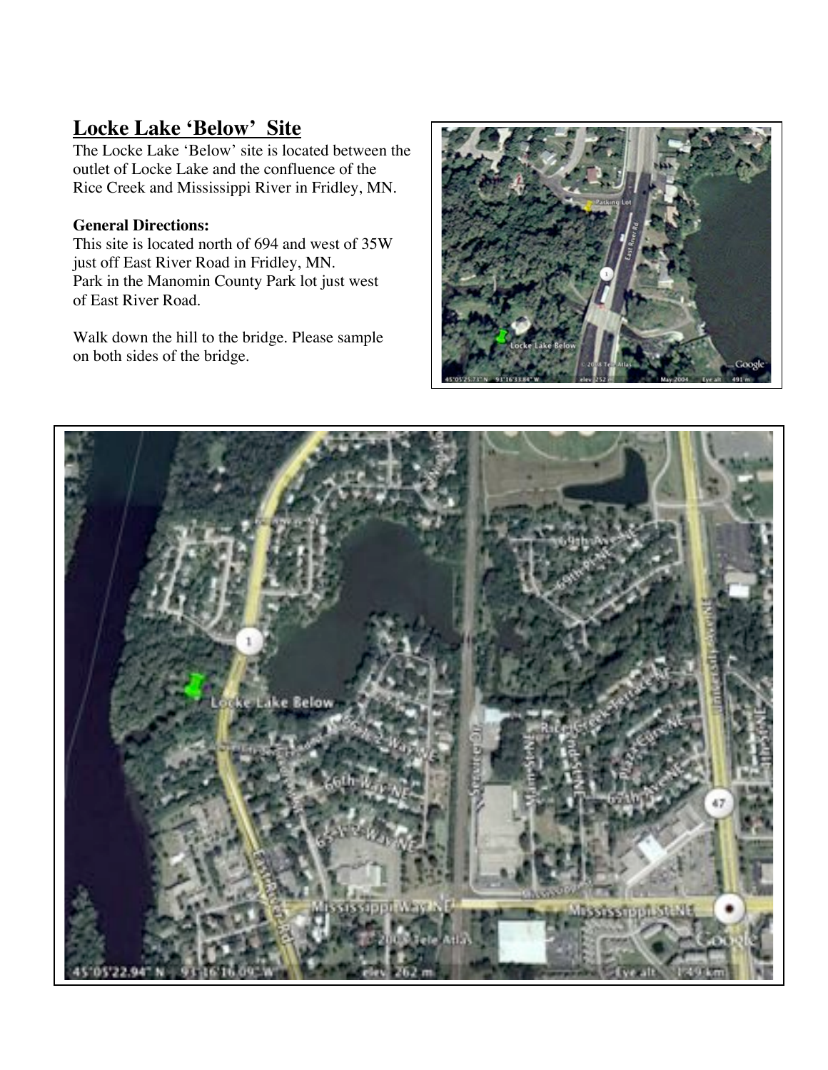## Locke Lake 'Below' Site

The Locke Lake 'Below' site is located between the outlet of Locke Lake and the confluence of the Rice Creek and Mississippi River in Fridley, MN.

**General Directions:**

This site is located north of 694 and west of 35W just off East River Road in Fridley, MN. Park in the Manomin County Park lot just west of East River Road.

Walk down the hill to the bridge. Please sample on both sides of the bridge.